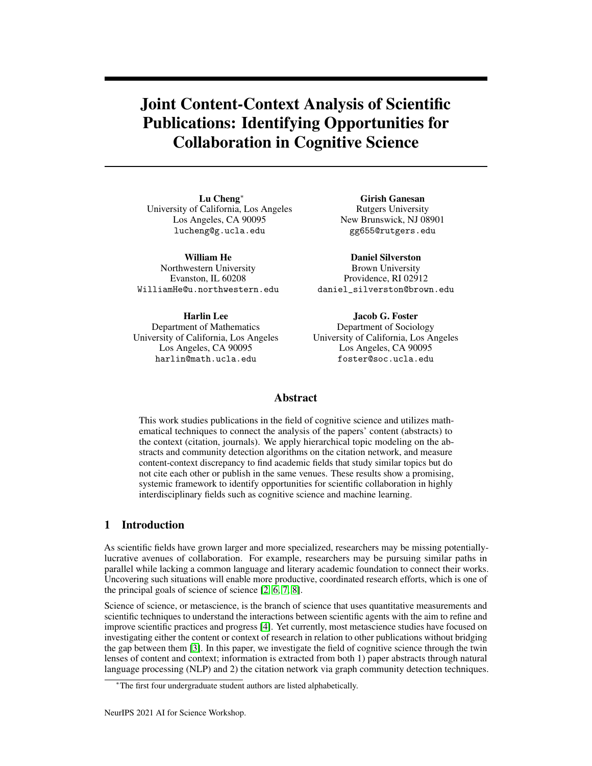# Joint Content-Context Analysis of Scientific Publications: Identifying Opportunities for Collaboration in Cognitive Science

**Lu Cheng***
University of California, Los Angeles
Los Angeles, CA 90095
lucheng@g.ucla.edu

**Girish Ganesan**
Rutgers University
New Brunswick, NJ 08901
gg655@rutgers.edu

**William He**
Northwestern University
Evanston, IL 60208
WilliamHe@u.northwestern.edu

**Daniel Silverston**
Brown University
Providence, RI 02912
daniel_silverston@brown.edu

**Harlin Lee**
Department of Mathematics
University of California, Los Angeles
Los Angeles, CA 90095
harlin@math.ucla.edu

**Jacob G. Foster**
Department of Sociology
University of California, Los Angeles
Los Angeles, CA 90095
foster@soc.ucla.edu

## Abstract

This work studies publications in the field of cognitive science and utilizes mathematical techniques to connect the analysis of the papers' content (abstracts) to the context (citation, journals). We apply hierarchical topic modeling on the abstracts and community detection algorithms on the citation network, and measure content-context discrepancy to find academic fields that study similar topics but do not cite each other or publish in the same venues. These results show a promising, systemic framework to identify opportunities for scientific collaboration in highly interdisciplinary fields such as cognitive science and machine learning.

## 1 Introduction

As scientific fields have grown larger and more specialized, researchers may be missing potentially-lucrative avenues of collaboration. For example, researchers may be pursuing similar paths in parallel while lacking a common language and literary academic foundation to connect their works. Uncovering such situations will enable more productive, coordinated research efforts, which is one of the principal goals of science of science [2, 6, 7, 8].

Science of science, or metascience, is the branch of science that uses quantitative measurements and scientific techniques to understand the interactions between scientific agents with the aim to refine and improve scientific practices and progress [4]. Yet currently, most metascience studies have focused on investigating either the content or context of research in relation to other publications without bridging the gap between them [3]. In this paper, we investigate the field of cognitive science through the twin lenses of content and context; information is extracted from both 1) paper abstracts through natural language processing (NLP) and 2) the citation network via graph community detection techniques.

*The first four undergraduate student authors are listed alphabetically.

NeurIPS 2021 AI for Science Workshop.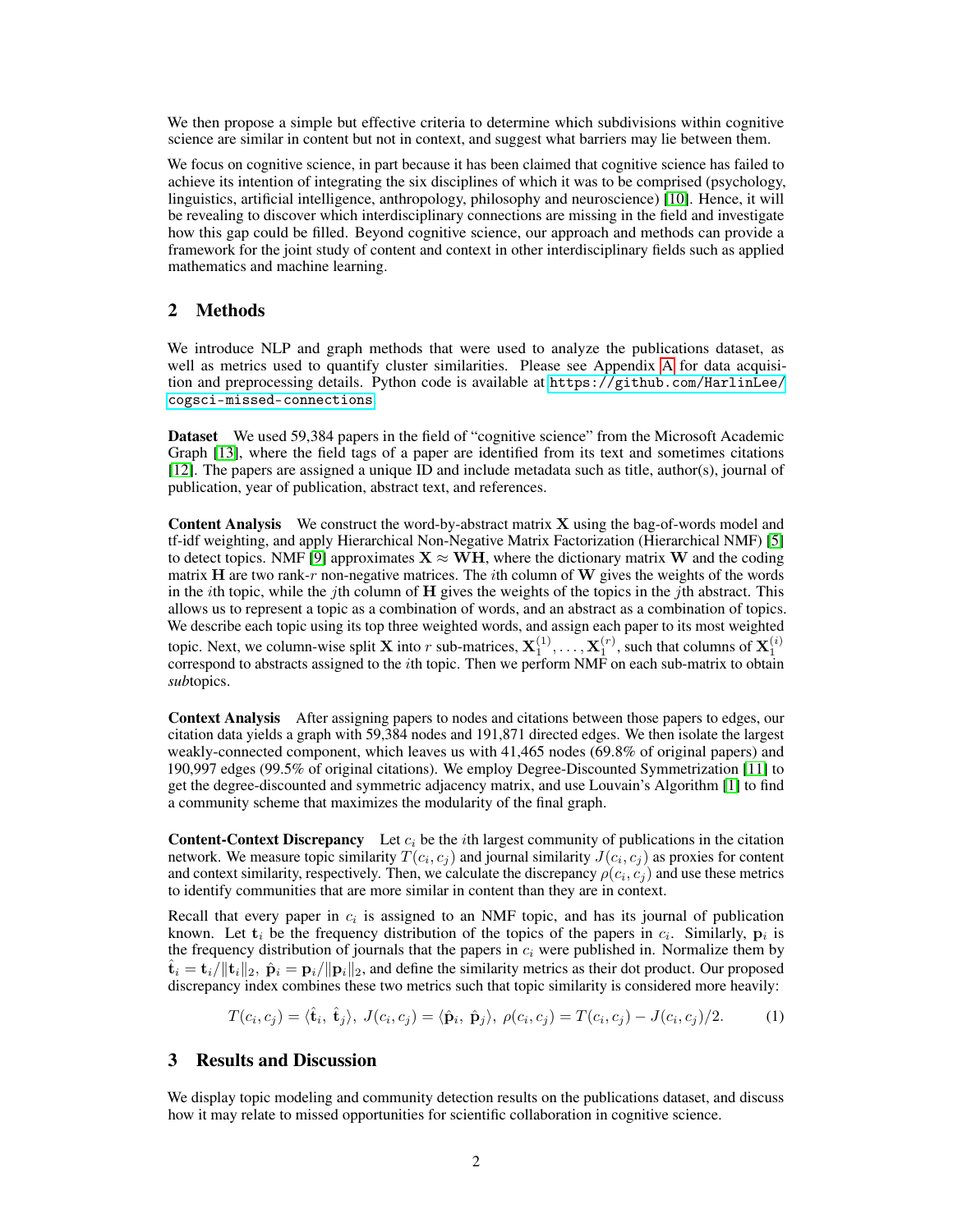We then propose a simple but effective criteria to determine which subdivisions within cognitive science are similar in content but not in context, and suggest what barriers may lie between them.

We focus on cognitive science, in part because it has been claimed that cognitive science has failed to achieve its intention of integrating the six disciplines of which it was to be comprised (psychology, linguistics, artificial intelligence, anthropology, philosophy and neuroscience) [10]. Hence, it will be revealing to discover which interdisciplinary connections are missing in the field and investigate how this gap could be filled. Beyond cognitive science, our approach and methods can provide a framework for the joint study of content and context in other interdisciplinary fields such as applied mathematics and machine learning.

## 2 Methods

We introduce NLP and graph methods that were used to analyze the publications dataset, as well as metrics used to quantify cluster similarities. Please see Appendix A for data acquisition and preprocessing details. Python code is available at `https://github.com/HarlinLee/cogsci-missed-connections`.

**Dataset** We used 59,384 papers in the field of "cognitive science" from the Microsoft Academic Graph [13], where the field tags of a paper are identified from its text and sometimes citations [12]. The papers are assigned a unique ID and include metadata such as title, author(s), journal of publication, year of publication, abstract text, and references.

**Content Analysis** We construct the word-by-abstract matrix $\mathbf{X}$ using the bag-of-words model and tf-idf weighting, and apply Hierarchical Non-Negative Matrix Factorization (Hierarchical NMF) [5] to detect topics. NMF [9] approximates $\mathbf{X} \approx \mathbf{W}\mathbf{H}$, where the dictionary matrix $\mathbf{W}$ and the coding matrix $\mathbf{H}$ are two rank-$r$ non-negative matrices. The $i$th column of $\mathbf{W}$ gives the weights of the words in the $i$th topic, while the $j$th column of $\mathbf{H}$ gives the weights of the topics in the $j$th abstract. This allows us to represent a topic as a combination of words, and an abstract as a combination of topics. We describe each topic using its top three weighted words, and assign each paper to its most weighted topic. Next, we column-wise split $\mathbf{X}$ into $r$ sub-matrices, $\mathbf{X}_1^{(1)}, \ldots, \mathbf{X}_1^{(r)}$, such that columns of $\mathbf{X}_1^{(i)}$ correspond to abstracts assigned to the $i$th topic. Then we perform NMF on each sub-matrix to obtain *sub*topics.

**Context Analysis** After assigning papers to nodes and citations between those papers to edges, our citation data yields a graph with 59,384 nodes and 191,871 directed edges. We then isolate the largest weakly-connected component, which leaves us with 41,465 nodes (69.8% of original papers) and 190,997 edges (99.5% of original citations). We employ Degree-Discounted Symmetrization [11] to get the degree-discounted and symmetric adjacency matrix, and use Louvain's Algorithm [1] to find a community scheme that maximizes the modularity of the final graph.

**Content-Context Discrepancy** Let $c_i$ be the $i$th largest community of publications in the citation network. We measure topic similarity $T(c_i, c_j)$ and journal similarity $J(c_i, c_j)$ as proxies for content and context similarity, respectively. Then, we calculate the discrepancy $\rho(c_i, c_j)$ and use these metrics to identify communities that are more similar in content than they are in context.

Recall that every paper in $c_i$ is assigned to an NMF topic, and has its journal of publication known. Let $\mathbf{t}_i$ be the frequency distribution of the topics of the papers in $c_i$. Similarly, $\mathbf{p}_i$ is the frequency distribution of journals that the papers in $c_i$ were published in. Normalize them by $\hat{\mathbf{t}}_i = \mathbf{t}_i / \|\mathbf{t}_i\|_2$, $\hat{\mathbf{p}}_i = \mathbf{p}_i / \|\mathbf{p}_i\|_2$, and define the similarity metrics as their dot product. Our proposed discrepancy index combines these two metrics such that topic similarity is considered more heavily:

$$T(c_i, c_j) = \langle \hat{\mathbf{t}}_i,\ \hat{\mathbf{t}}_j \rangle,\ J(c_i, c_j) = \langle \hat{\mathbf{p}}_i,\ \hat{\mathbf{p}}_j \rangle,\ \rho(c_i, c_j) = T(c_i, c_j) - J(c_i, c_j)/2. \tag{1}$$

## 3 Results and Discussion

We display topic modeling and community detection results on the publications dataset, and discuss how it may relate to missed opportunities for scientific collaboration in cognitive science.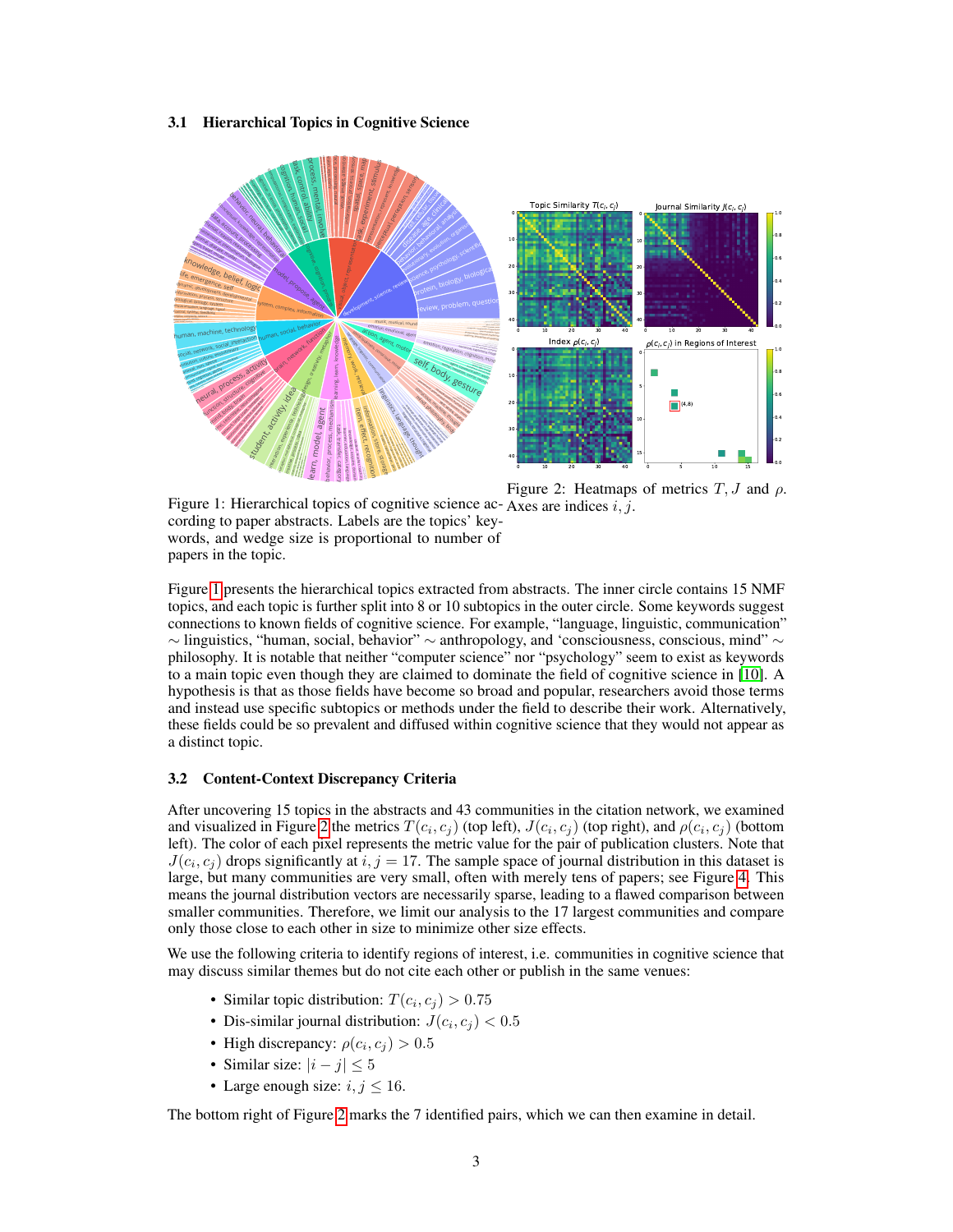### 3.1 Hierarchical Topics in Cognitive Science

Figure 1: Hierarchical topics of cognitive science according to paper abstracts. Labels are the topics' keywords, and wedge size is proportional to number of papers in the topic.

Figure 2: Heatmaps of metrics $T, J$ and $\rho$. Axes are indices $i, j$.

Figure 1 presents the hierarchical topics extracted from abstracts. The inner circle contains 15 NMF topics, and each topic is further split into 8 or 10 subtopics in the outer circle. Some keywords suggest connections to known fields of cognitive science. For example, "language, linguistic, communication" $\sim$ linguistics, "human, social, behavior" $\sim$ anthropology, and 'consciousness, conscious, mind" $\sim$ philosophy. It is notable that neither "computer science" nor "psychology" seem to exist as keywords to a main topic even though they are claimed to dominate the field of cognitive science in [10]. A hypothesis is that as those fields have become so broad and popular, researchers avoid those terms and instead use specific subtopics or methods under the field to describe their work. Alternatively, these fields could be so prevalent and diffused within cognitive science that they would not appear as a distinct topic.

### 3.2 Content-Context Discrepancy Criteria

After uncovering 15 topics in the abstracts and 43 communities in the citation network, we examined and visualized in Figure 2 the metrics $T(c_i, c_j)$ (top left), $J(c_i, c_j)$ (top right), and $\rho(c_i, c_j)$ (bottom left). The color of each pixel represents the metric value for the pair of publication clusters. Note that $J(c_i, c_j)$ drops significantly at $i, j = 17$. The sample space of journal distribution in this dataset is large, but many communities are very small, often with merely tens of papers; see Figure 4. This means the journal distribution vectors are necessarily sparse, leading to a flawed comparison between smaller communities. Therefore, we limit our analysis to the 17 largest communities and compare only those close to each other in size to minimize other size effects.

We use the following criteria to identify regions of interest, i.e. communities in cognitive science that may discuss similar themes but do not cite each other or publish in the same venues:

- Similar topic distribution: $T(c_i, c_j) > 0.75$
- Dis-similar journal distribution: $J(c_i, c_j) < 0.5$
- High discrepancy: $\rho(c_i, c_j) > 0.5$
- Similar size: $|i - j| \leq 5$
- Large enough size: $i, j \leq 16$.

The bottom right of Figure 2 marks the 7 identified pairs, which we can then examine in detail.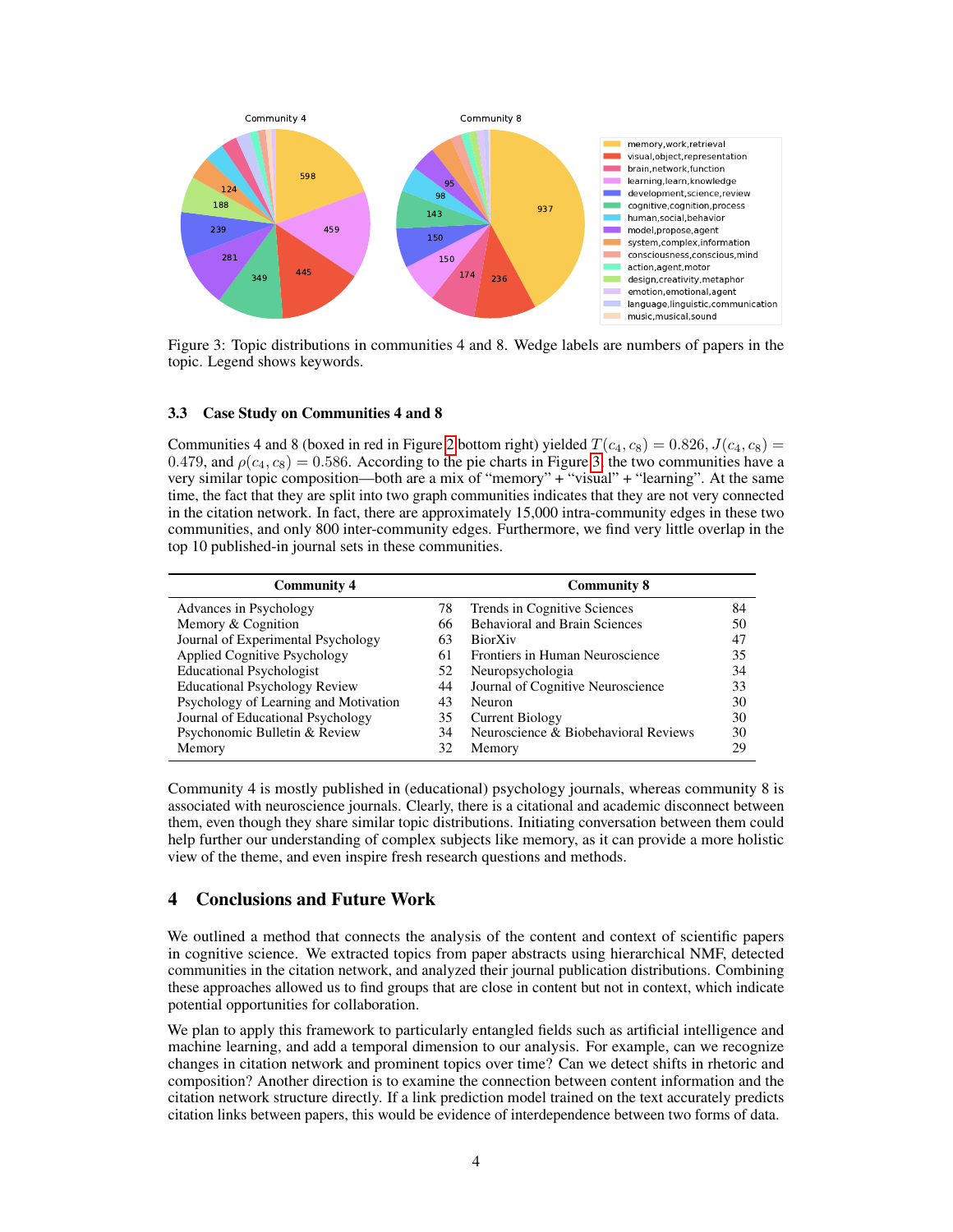Community 4

598
459
445
349
281
239
188
124

Community 8

937
236
174
150
150
143
98
95

memory,work,retrieval
visual,object,representation
brain,network,function
learning,learn,knowledge
development,science,review
cognitive,cognition,process
human,social,behavior
model,propose,agent
system,complex,information
consciousness,conscious,mind
action,agent,motor
design,creativity,metaphor
emotion,emotional,agent
language,linguistic,communication
music,musical,sound

Figure 3: Topic distributions in communities 4 and 8. Wedge labels are numbers of papers in the topic. Legend shows keywords.

### 3.3 Case Study on Communities 4 and 8

Communities 4 and 8 (boxed in red in Figure 2 bottom right) yielded $T(c_4, c_8) = 0.826$, $J(c_4, c_8) = 0.479$, and $\rho(c_4, c_8) = 0.586$. According to the pie charts in Figure 3, the two communities have a very similar topic composition—both are a mix of "memory" + "visual" + "learning". At the same time, the fact that they are split into two graph communities indicates that they are not very connected in the citation network. In fact, there are approximately 15,000 intra-community edges in these two communities, and only 800 inter-community edges. Furthermore, we find very little overlap in the top 10 published-in journal sets in these communities.

| **Community 4** | | **Community 8** | |
|---|---|---|---|
| Advances in Psychology | 78 | Trends in Cognitive Sciences | 84 |
| Memory & Cognition | 66 | Behavioral and Brain Sciences | 50 |
| Journal of Experimental Psychology | 63 | BiorXiv | 47 |
| Applied Cognitive Psychology | 61 | Frontiers in Human Neuroscience | 35 |
| Educational Psychologist | 52 | Neuropsychologia | 34 |
| Educational Psychology Review | 44 | Journal of Cognitive Neuroscience | 33 |
| Psychology of Learning and Motivation | 43 | Neuron | 30 |
| Journal of Educational Psychology | 35 | Current Biology | 30 |
| Psychonomic Bulletin & Review | 34 | Neuroscience & Biobehavioral Reviews | 30 |
| Memory | 32 | Memory | 29 |

Community 4 is mostly published in (educational) psychology journals, whereas community 8 is associated with neuroscience journals. Clearly, there is a citational and academic disconnect between them, even though they share similar topic distributions. Initiating conversation between them could help further our understanding of complex subjects like memory, as it can provide a more holistic view of the theme, and even inspire fresh research questions and methods.

## 4 Conclusions and Future Work

We outlined a method that connects the analysis of the content and context of scientific papers in cognitive science. We extracted topics from paper abstracts using hierarchical NMF, detected communities in the citation network, and analyzed their journal publication distributions. Combining these approaches allowed us to find groups that are close in content but not in context, which indicate potential opportunities for collaboration.

We plan to apply this framework to particularly entangled fields such as artificial intelligence and machine learning, and add a temporal dimension to our analysis. For example, can we recognize changes in citation network and prominent topics over time? Can we detect shifts in rhetoric and composition? Another direction is to examine the connection between content information and the citation network structure directly. If a link prediction model trained on the text accurately predicts citation links between papers, this would be evidence of interdependence between two forms of data.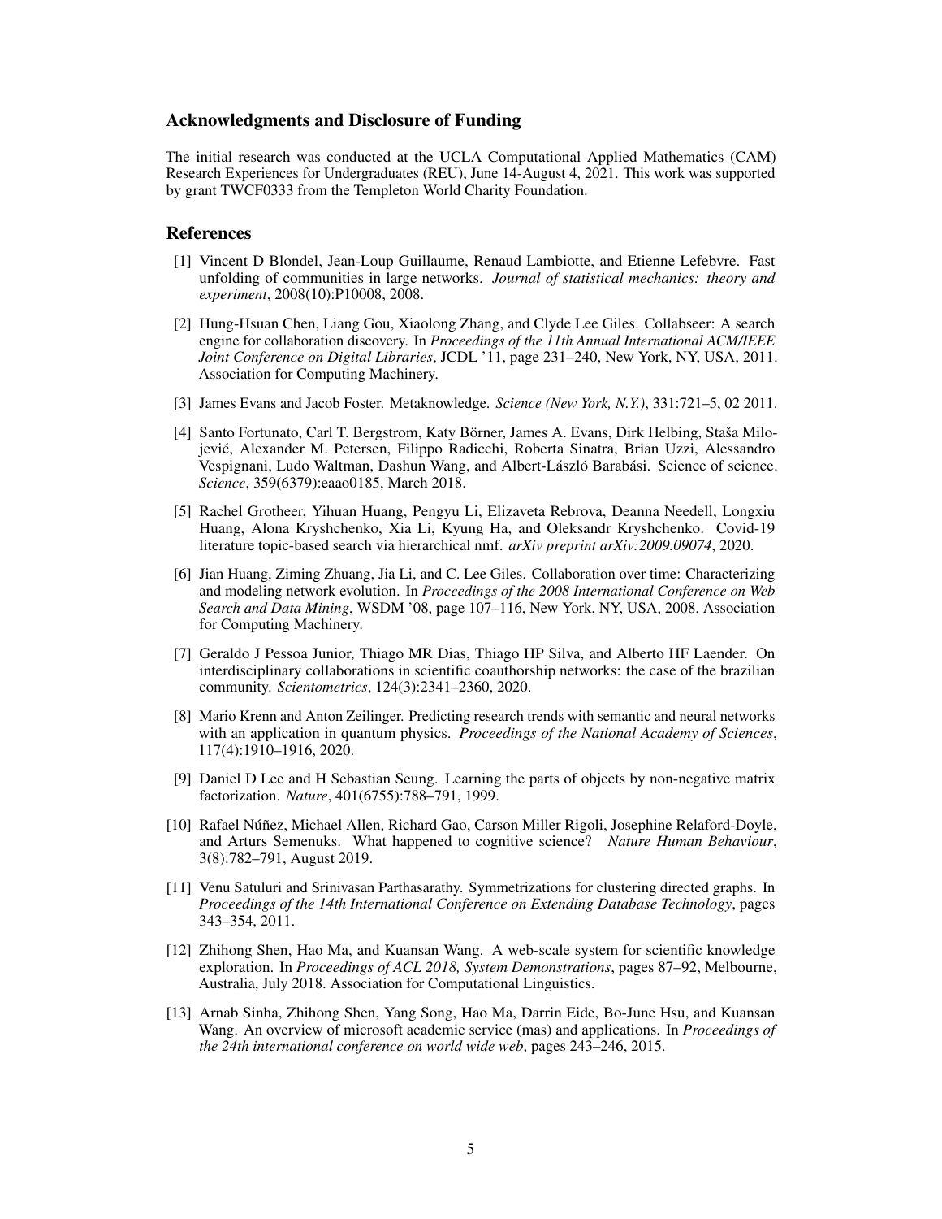## Acknowledgments and Disclosure of Funding

The initial research was conducted at the UCLA Computational Applied Mathematics (CAM) Research Experiences for Undergraduates (REU), June 14-August 4, 2021. This work was supported by grant TWCF0333 from the Templeton World Charity Foundation.

## References

[1] Vincent D Blondel, Jean-Loup Guillaume, Renaud Lambiotte, and Etienne Lefebvre. Fast unfolding of communities in large networks. *Journal of statistical mechanics: theory and experiment*, 2008(10):P10008, 2008.

[2] Hung-Hsuan Chen, Liang Gou, Xiaolong Zhang, and Clyde Lee Giles. Collabseer: A search engine for collaboration discovery. In *Proceedings of the 11th Annual International ACM/IEEE Joint Conference on Digital Libraries*, JCDL '11, page 231–240, New York, NY, USA, 2011. Association for Computing Machinery.

[3] James Evans and Jacob Foster. Metaknowledge. *Science (New York, N.Y.)*, 331:721–5, 02 2011.

[4] Santo Fortunato, Carl T. Bergstrom, Katy Börner, James A. Evans, Dirk Helbing, Staša Milojević, Alexander M. Petersen, Filippo Radicchi, Roberta Sinatra, Brian Uzzi, Alessandro Vespignani, Ludo Waltman, Dashun Wang, and Albert-László Barabási. Science of science. *Science*, 359(6379):eaao0185, March 2018.

[5] Rachel Grotheer, Yihuan Huang, Pengyu Li, Elizaveta Rebrova, Deanna Needell, Longxiu Huang, Alona Kryshchenko, Xia Li, Kyung Ha, and Oleksandr Kryshchenko. Covid-19 literature topic-based search via hierarchical nmf. *arXiv preprint arXiv:2009.09074*, 2020.

[6] Jian Huang, Ziming Zhuang, Jia Li, and C. Lee Giles. Collaboration over time: Characterizing and modeling network evolution. In *Proceedings of the 2008 International Conference on Web Search and Data Mining*, WSDM '08, page 107–116, New York, NY, USA, 2008. Association for Computing Machinery.

[7] Geraldo J Pessoa Junior, Thiago MR Dias, Thiago HP Silva, and Alberto HF Laender. On interdisciplinary collaborations in scientific coauthorship networks: the case of the brazilian community. *Scientometrics*, 124(3):2341–2360, 2020.

[8] Mario Krenn and Anton Zeilinger. Predicting research trends with semantic and neural networks with an application in quantum physics. *Proceedings of the National Academy of Sciences*, 117(4):1910–1916, 2020.

[9] Daniel D Lee and H Sebastian Seung. Learning the parts of objects by non-negative matrix factorization. *Nature*, 401(6755):788–791, 1999.

[10] Rafael Núñez, Michael Allen, Richard Gao, Carson Miller Rigoli, Josephine Relaford-Doyle, and Arturs Semenuks. What happened to cognitive science? *Nature Human Behaviour*, 3(8):782–791, August 2019.

[11] Venu Satuluri and Srinivasan Parthasarathy. Symmetrizations for clustering directed graphs. In *Proceedings of the 14th International Conference on Extending Database Technology*, pages 343–354, 2011.

[12] Zhihong Shen, Hao Ma, and Kuansan Wang. A web-scale system for scientific knowledge exploration. In *Proceedings of ACL 2018, System Demonstrations*, pages 87–92, Melbourne, Australia, July 2018. Association for Computational Linguistics.

[13] Arnab Sinha, Zhihong Shen, Yang Song, Hao Ma, Darrin Eide, Bo-June Hsu, and Kuansan Wang. An overview of microsoft academic service (mas) and applications. In *Proceedings of the 24th international conference on world wide web*, pages 243–246, 2015.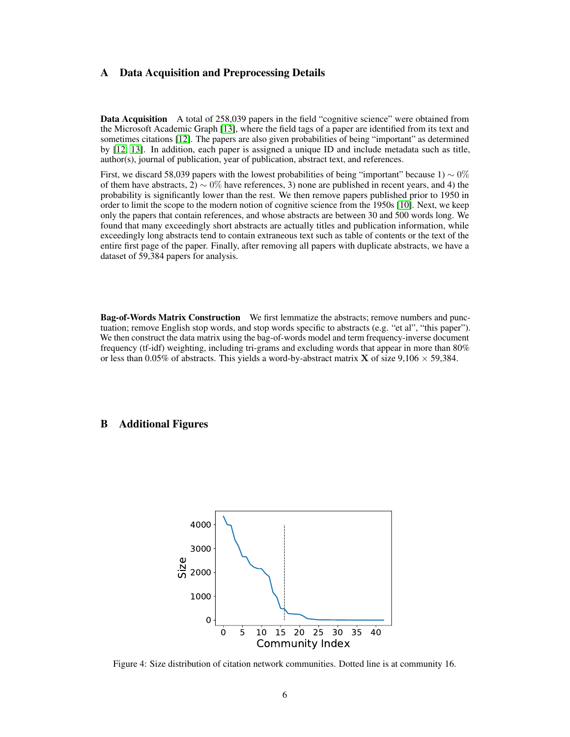# A Data Acquisition and Preprocessing Details

**Data Acquisition** A total of 258,039 papers in the field "cognitive science" were obtained from the Microsoft Academic Graph [13], where the field tags of a paper are identified from its text and sometimes citations [12]. The papers are also given probabilities of being "important" as determined by [12, 13]. In addition, each paper is assigned a unique ID and include metadata such as title, author(s), journal of publication, year of publication, abstract text, and references.

First, we discard 58,039 papers with the lowest probabilities of being "important" because 1) $\sim 0\%$ of them have abstracts, 2) $\sim 0\%$ have references, 3) none are published in recent years, and 4) the probability is significantly lower than the rest. We then remove papers published prior to 1950 in order to limit the scope to the modern notion of cognitive science from the 1950s [10]. Next, we keep only the papers that contain references, and whose abstracts are between 30 and 500 words long. We found that many exceedingly short abstracts are actually titles and publication information, while exceedingly long abstracts tend to contain extraneous text such as table of contents or the text of the entire first page of the paper. Finally, after removing all papers with duplicate abstracts, we have a dataset of 59,384 papers for analysis.

**Bag-of-Words Matrix Construction** We first lemmatize the abstracts; remove numbers and punctuation; remove English stop words, and stop words specific to abstracts (e.g. "et al", "this paper"). We then construct the data matrix using the bag-of-words model and term frequency-inverse document frequency (tf-idf) weighting, including tri-grams and excluding words that appear in more than 80% or less than 0.05% of abstracts. This yields a word-by-abstract matrix $\mathbf{X}$ of size 9,106 $\times$ 59,384.

# B Additional Figures

Size
4000
3000
2000
1000
0
0 5 10 15 20 25 30 35 40
Community Index

Figure 4: Size distribution of citation network communities. Dotted line is at community 16.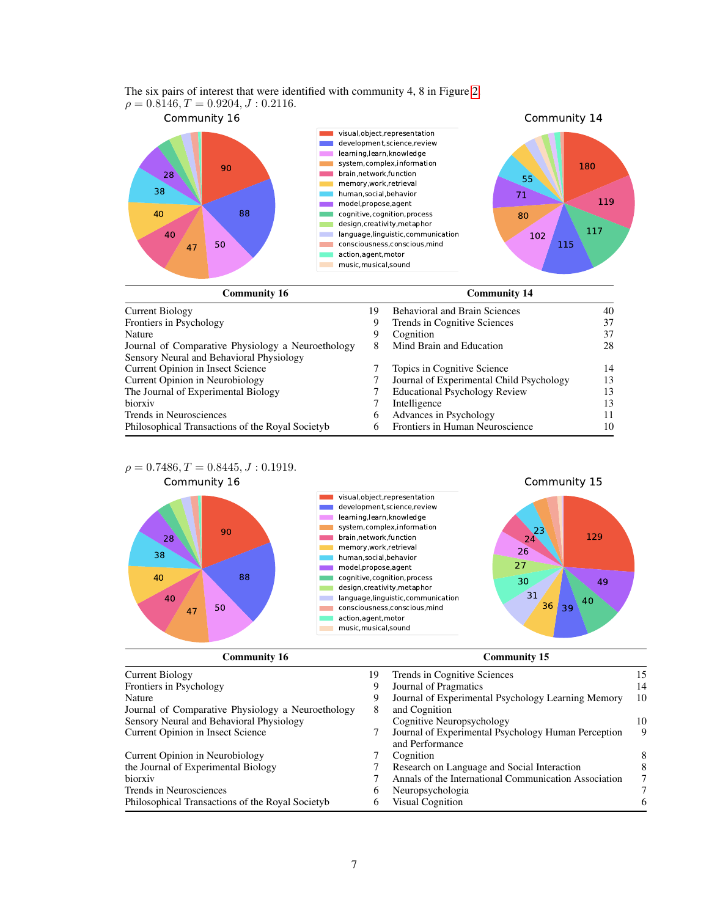The six pairs of interest that were identified with community 4, 8 in Figure 2.
$\rho = 0.8146, T = 0.9204, J : 0.2116.$

| Community 16 | | Community 14 | |
|---|---|---|---|
| Current Biology | 19 | Behavioral and Brain Sciences | 40 |
| Frontiers in Psychology | 9 | Trends in Cognitive Sciences | 37 |
| Nature | 9 | Cognition | 37 |
| Journal of Comparative Physiology a Neuroethology Sensory Neural and Behavioral Physiology | 8 | Mind Brain and Education | 28 |
| Current Opinion in Insect Science | 7 | Topics in Cognitive Science | 14 |
| Current Opinion in Neurobiology | 7 | Journal of Experimental Child Psychology | 13 |
| The Journal of Experimental Biology | 7 | Educational Psychology Review | 13 |
| biorxiv | 7 | Intelligence | 13 |
| Trends in Neurosciences | 6 | Advances in Psychology | 11 |
| Philosophical Transactions of the Royal Societyb | 6 | Frontiers in Human Neuroscience | 10 |

$\rho = 0.7486, T = 0.8445, J : 0.1919.$

| Community 16 | | Community 15 | |
|---|---|---|---|
| Current Biology | 19 | Trends in Cognitive Sciences | 15 |
| Frontiers in Psychology | 9 | Journal of Pragmatics | 14 |
| Nature | 9 | Journal of Experimental Psychology Learning Memory and Cognition | 10 |
| Journal of Comparative Physiology a Neuroethology Sensory Neural and Behavioral Physiology | 8 | Cognitive Neuropsychology | 10 |
| Current Opinion in Insect Science | 7 | Journal of Experimental Psychology Human Perception and Performance | 9 |
| Current Opinion in Neurobiology | 7 | Cognition | 8 |
| the Journal of Experimental Biology | 7 | Research on Language and Social Interaction | 8 |
| biorxiv | 7 | Annals of the International Communication Association | 7 |
| Trends in Neurosciences | 6 | Neuropsychologia | 7 |
| Philosophical Transactions of the Royal Societyb | 6 | Visual Cognition | 6 |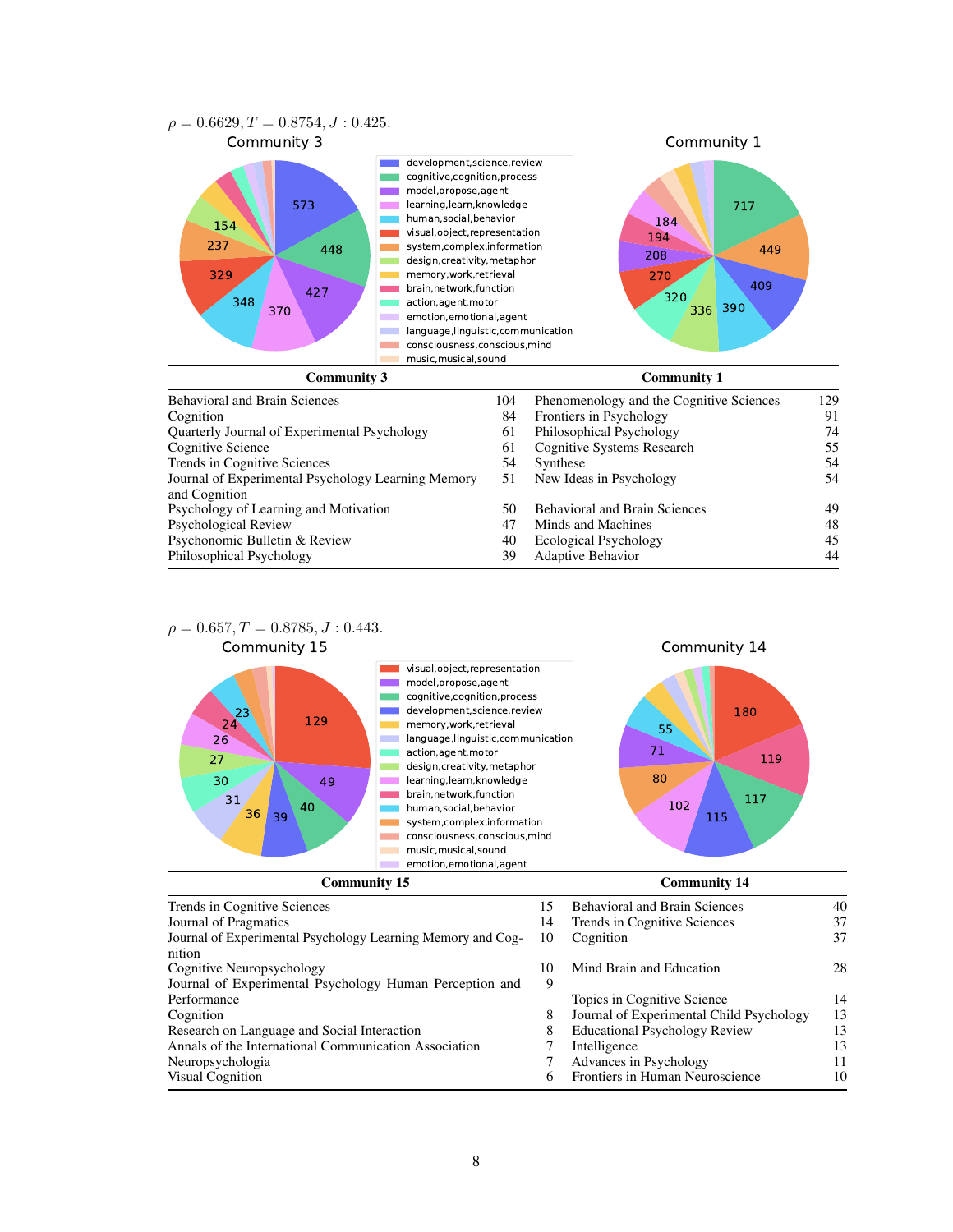$\rho = 0.6629, T = 0.8754, J : 0.425.$

Community 3

Community 1

573
448
427
370
348
329
237
154

development,science,review
cognitive,cognition,process
model,propose,agent
learning,learn,knowledge
human,social,behavior
visual,object,representation
system,complex,information
design,creativity,metaphor
memory,work,retrieval
brain,network,function
action,agent,motor
emotion,emotional,agent
language,linguistic,communication
consciousness,conscious,mind
music,musical,sound

717
449
409
390
336
320
270
208
194
184

| Community 3 | | Community 1 | |
|---|---|---|---|
| Behavioral and Brain Sciences | 104 | Phenomenology and the Cognitive Sciences | 129 |
| Cognition | 84 | Frontiers in Psychology | 91 |
| Quarterly Journal of Experimental Psychology | 61 | Philosophical Psychology | 74 |
| Cognitive Science | 61 | Cognitive Systems Research | 55 |
| Trends in Cognitive Sciences | 54 | Synthese | 54 |
| Journal of Experimental Psychology Learning Memory and Cognition | 51 | New Ideas in Psychology | 54 |
| Psychology of Learning and Motivation | 50 | Behavioral and Brain Sciences | 49 |
| Psychological Review | 47 | Minds and Machines | 48 |
| Psychonomic Bulletin & Review | 40 | Ecological Psychology | 45 |
| Philosophical Psychology | 39 | Adaptive Behavior | 44 |

$\rho = 0.657, T = 0.8785, J : 0.443.$

Community 15

Community 14

129
49
40
39
36
31
30
27
26
24
23

visual,object,representation
model,propose,agent
cognitive,cognition,process
development,science,review
memory,work,retrieval
language,linguistic,communication
action,agent,motor
design,creativity,metaphor
learning,learn,knowledge
brain,network,function
human,social,behavior
system,complex,information
consciousness,conscious,mind
music,musical,sound
emotion,emotional,agent

180
119
117
115
102
80
71
55

| Community 15 | | Community 14 | |
|---|---|---|---|
| Trends in Cognitive Sciences | 15 | Behavioral and Brain Sciences | 40 |
| Journal of Pragmatics | 14 | Trends in Cognitive Sciences | 37 |
| Journal of Experimental Psychology Learning Memory and Cognition | 10 | Cognition | 37 |
| Cognitive Neuropsychology | 10 | Mind Brain and Education | 28 |
| Journal of Experimental Psychology Human Perception and Performance | 9 | Topics in Cognitive Science | 14 |
| Cognition | 8 | Journal of Experimental Child Psychology | 13 |
| Research on Language and Social Interaction | 8 | Educational Psychology Review | 13 |
| Annals of the International Communication Association | 7 | Intelligence | 13 |
| Neuropsychologia | 7 | Advances in Psychology | 11 |
| Visual Cognition | 6 | Frontiers in Human Neuroscience | 10 |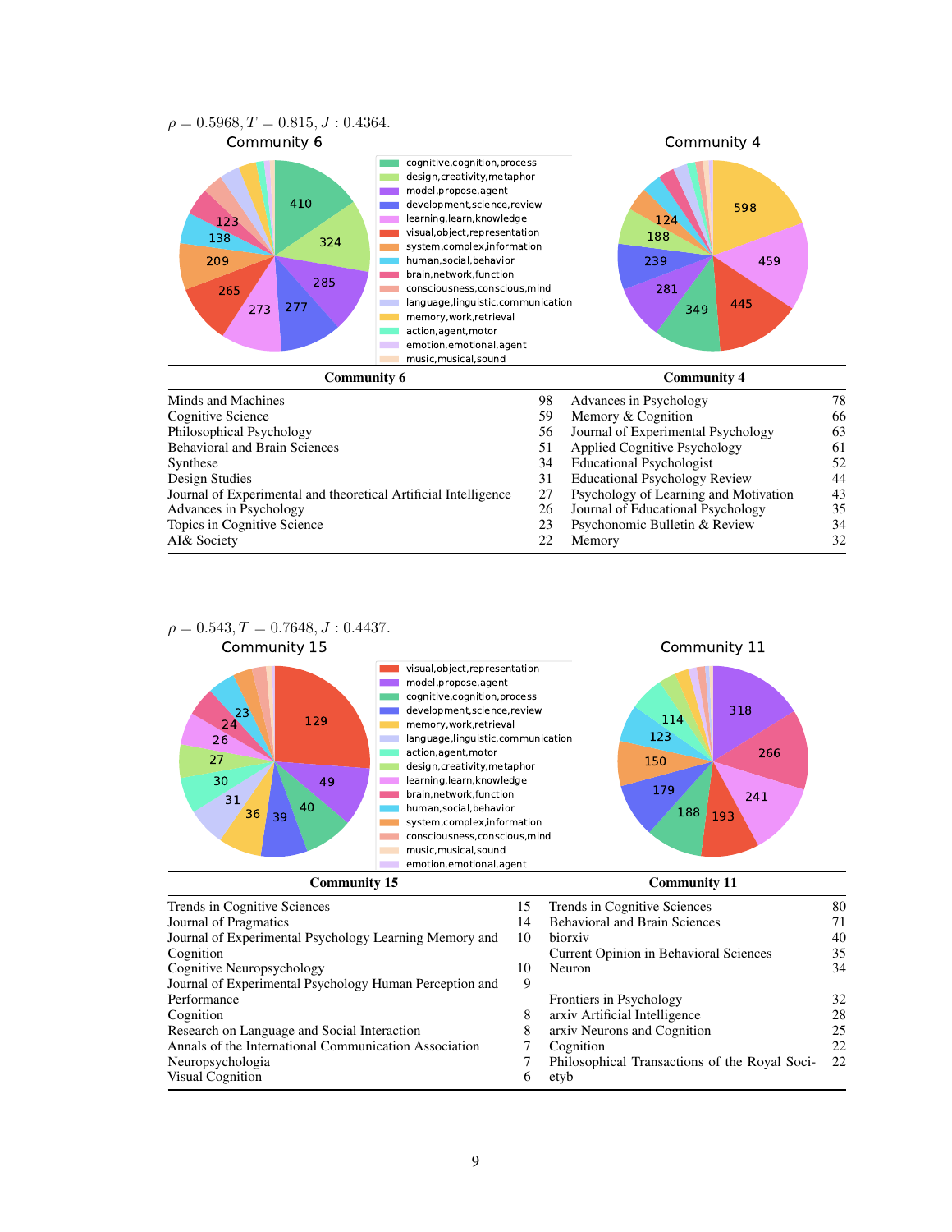$\rho = 0.5968, T = 0.815, J : 0.4364.$

Community 6

Community 4

cognitive,cognition,process
design,creativity,metaphor
model,propose,agent
development,science,review
learning,learn,knowledge
visual,object,representation
system,complex,information
human,social,behavior
brain,network,function
consciousness,conscious,mind
language,linguistic,communication
memory,work,retrieval
action,agent,motor
emotion,emotional,agent
music,musical,sound

410
324
285
277
273
265
209
138
123

598
459
445
349
281
239
188
124

| Community 6 | | Community 4 | |
|---|---|---|---|
| Minds and Machines | 98 | Advances in Psychology | 78 |
| Cognitive Science | 59 | Memory & Cognition | 66 |
| Philosophical Psychology | 56 | Journal of Experimental Psychology | 63 |
| Behavioral and Brain Sciences | 51 | Applied Cognitive Psychology | 61 |
| Synthese | 34 | Educational Psychologist | 52 |
| Design Studies | 31 | Educational Psychology Review | 44 |
| Journal of Experimental and theoretical Artificial Intelligence | 27 | Psychology of Learning and Motivation | 43 |
| Advances in Psychology | 26 | Journal of Educational Psychology | 35 |
| Topics in Cognitive Science | 23 | Psychonomic Bulletin & Review | 34 |
| AI& Society | 22 | Memory | 32 |

$\rho = 0.543, T = 0.7648, J : 0.4437.$

Community 15

Community 11

visual,object,representation
model,propose,agent
cognitive,cognition,process
development,science,review
memory,work,retrieval
language,linguistic,communication
action,agent,motor
design,creativity,metaphor
learning,learn,knowledge
brain,network,function
human,social,behavior
system,complex,information
consciousness,conscious,mind
music,musical,sound
emotion,emotional,agent

129
49
40
39
36
31
30
27
26
24
23

318
266
241
193
188
179
150
123
114

| Community 15 | | Community 11 | |
|---|---|---|---|
| Trends in Cognitive Sciences | 15 | Trends in Cognitive Sciences | 80 |
| Journal of Pragmatics | 14 | Behavioral and Brain Sciences | 71 |
| Journal of Experimental Psychology Learning Memory and Cognition | 10 | biorxiv | 40 |
| Cognitive Neuropsychology | 10 | Current Opinion in Behavioral Sciences | 35 |
| Journal of Experimental Psychology Human Perception and Performance | 9 | Neuron | 34 |
| Cognition | 8 | Frontiers in Psychology | 32 |
| Research on Language and Social Interaction | 8 | arxiv Artificial Intelligence | 28 |
| Annals of the International Communication Association | 7 | arxiv Neurons and Cognition | 25 |
| Neuropsychologia | 7 | Cognition | 22 |
| Visual Cognition | 6 | Philosophical Transactions of the Royal Societyb | 22 |